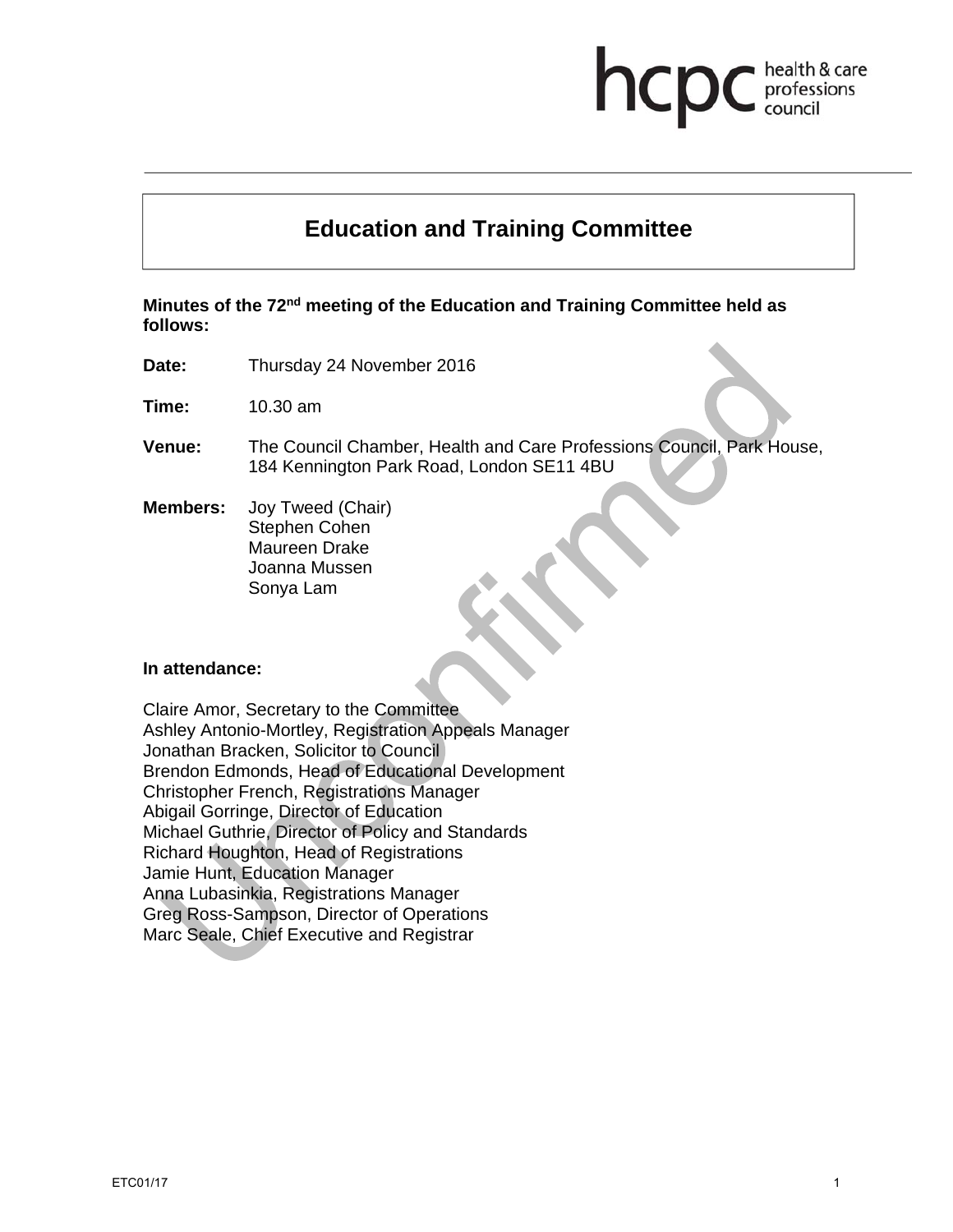# Education and Training Committee

**Minutes of the 72nd meeting of the Education and Training Committee held as follows:**

**Date:** Thursday 24 November 2016

**Time:** 10.30 am

**Venue:** The Council Chamber, Health and Care Professions Council, Park House, 184 Kennington Park Road, London SE11 4BU

**Members:** Joy Tweed (Chair)
Stephen Cohen
Maureen Drake
Joanna Mussen
Sonya Lam

**In attendance:**

Claire Amor, Secretary to the Committee
Ashley Antonio-Mortley, Registration Appeals Manager
Jonathan Bracken, Solicitor to Council
Brendon Edmonds, Head of Educational Development
Christopher French, Registrations Manager
Abigail Gorringe, Director of Education
Michael Guthrie, Director of Policy and Standards
Richard Houghton, Head of Registrations
Jamie Hunt, Education Manager
Anna Lubasinkia, Registrations Manager
Greg Ross-Sampson, Director of Operations
Marc Seale, Chief Executive and Registrar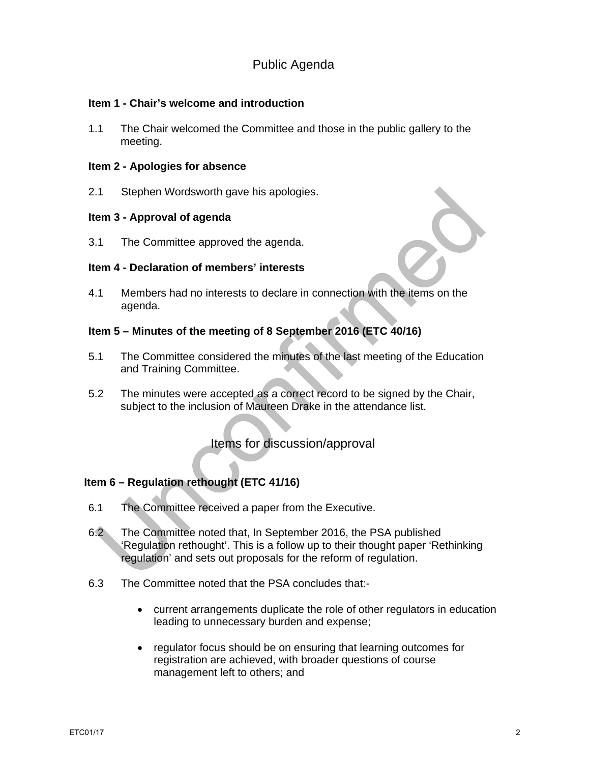## Public Agenda

**Item 1 - Chair's welcome and introduction**

1.1 The Chair welcomed the Committee and those in the public gallery to the meeting.

**Item 2 - Apologies for absence**

2.1 Stephen Wordsworth gave his apologies.

**Item 3 - Approval of agenda**

3.1 The Committee approved the agenda.

**Item 4 - Declaration of members' interests**

4.1 Members had no interests to declare in connection with the items on the agenda.

**Item 5 – Minutes of the meeting of 8 September 2016 (ETC 40/16)**

5.1 The Committee considered the minutes of the last meeting of the Education and Training Committee.

5.2 The minutes were accepted as a correct record to be signed by the Chair, subject to the inclusion of Maureen Drake in the attendance list.

## Items for discussion/approval

**Item 6 – Regulation rethought (ETC 41/16)**

6.1 The Committee received a paper from the Executive.

6.2 The Committee noted that, In September 2016, the PSA published 'Regulation rethought'. This is a follow up to their thought paper 'Rethinking regulation' and sets out proposals for the reform of regulation.

6.3 The Committee noted that the PSA concludes that:-

- current arrangements duplicate the role of other regulators in education leading to unnecessary burden and expense;

- regulator focus should be on ensuring that learning outcomes for registration are achieved, with broader questions of course management left to others; and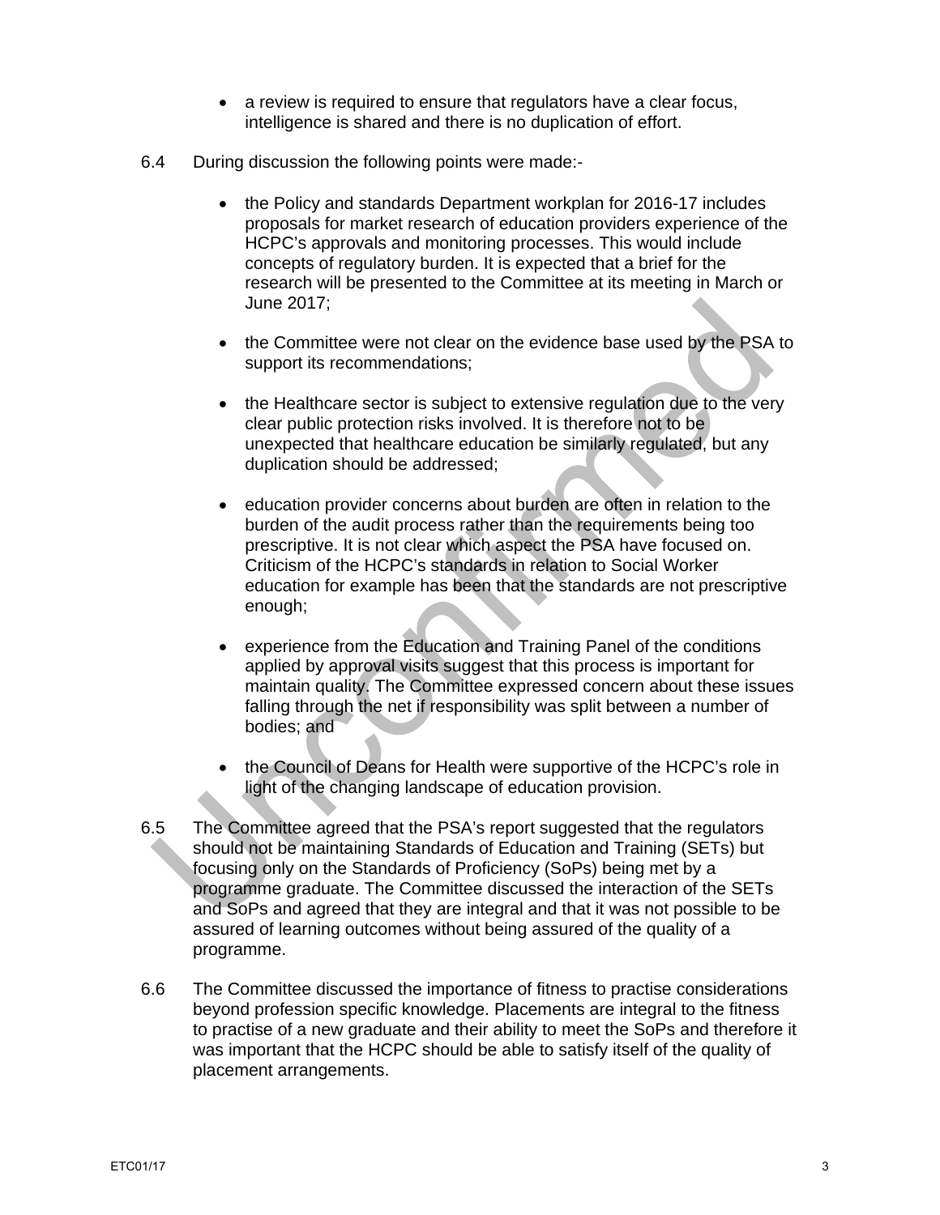- a review is required to ensure that regulators have a clear focus, intelligence is shared and there is no duplication of effort.

6.4 During discussion the following points were made:-

- the Policy and standards Department workplan for 2016-17 includes proposals for market research of education providers experience of the HCPC's approvals and monitoring processes. This would include concepts of regulatory burden. It is expected that a brief for the research will be presented to the Committee at its meeting in March or June 2017;

- the Committee were not clear on the evidence base used by the PSA to support its recommendations;

- the Healthcare sector is subject to extensive regulation due to the very clear public protection risks involved. It is therefore not to be unexpected that healthcare education be similarly regulated, but any duplication should be addressed;

- education provider concerns about burden are often in relation to the burden of the audit process rather than the requirements being too prescriptive. It is not clear which aspect the PSA have focused on. Criticism of the HCPC's standards in relation to Social Worker education for example has been that the standards are not prescriptive enough;

- experience from the Education and Training Panel of the conditions applied by approval visits suggest that this process is important for maintain quality. The Committee expressed concern about these issues falling through the net if responsibility was split between a number of bodies; and

- the Council of Deans for Health were supportive of the HCPC's role in light of the changing landscape of education provision.

6.5 The Committee agreed that the PSA's report suggested that the regulators should not be maintaining Standards of Education and Training (SETs) but focusing only on the Standards of Proficiency (SoPs) being met by a programme graduate. The Committee discussed the interaction of the SETs and SoPs and agreed that they are integral and that it was not possible to be assured of learning outcomes without being assured of the quality of a programme.

6.6 The Committee discussed the importance of fitness to practise considerations beyond profession specific knowledge. Placements are integral to the fitness to practise of a new graduate and their ability to meet the SoPs and therefore it was important that the HCPC should be able to satisfy itself of the quality of placement arrangements.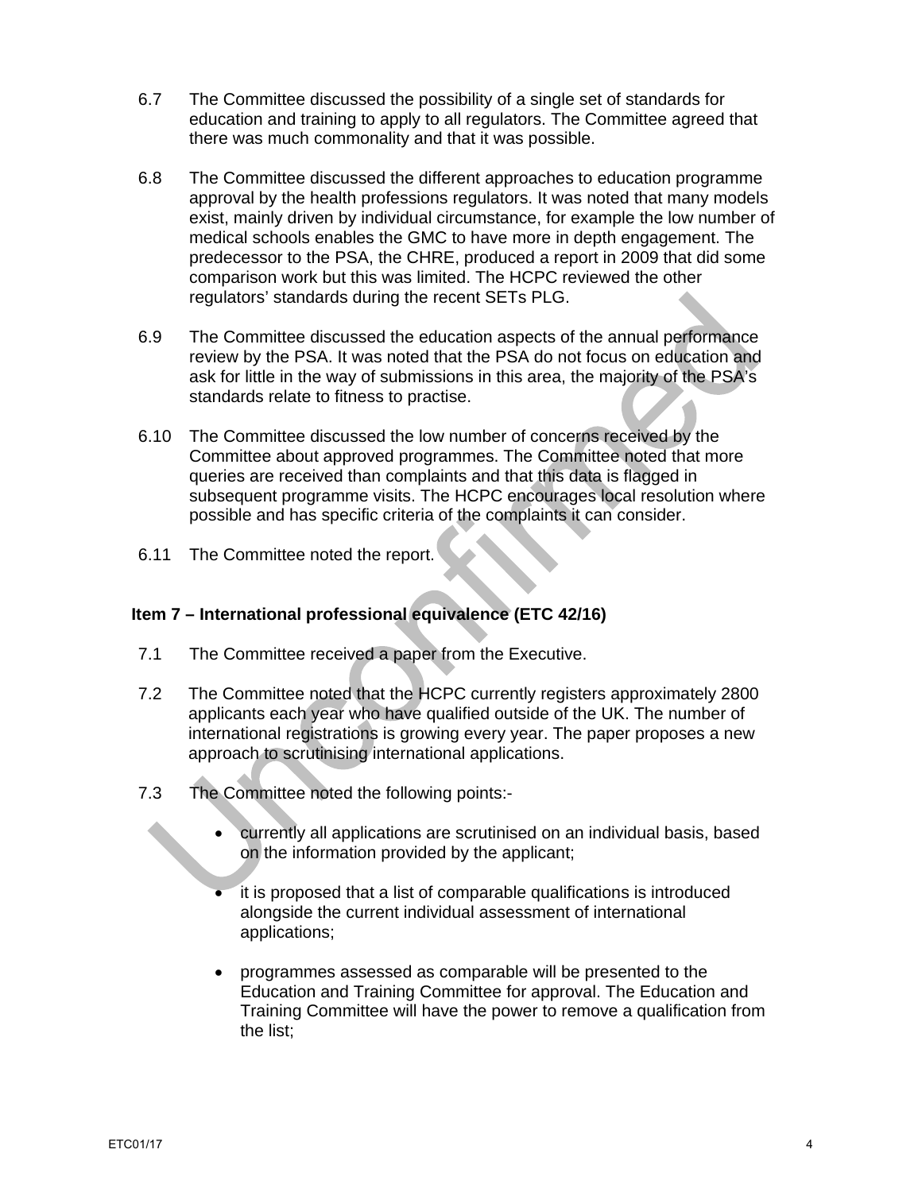6.7 The Committee discussed the possibility of a single set of standards for education and training to apply to all regulators. The Committee agreed that there was much commonality and that it was possible.

6.8 The Committee discussed the different approaches to education programme approval by the health professions regulators. It was noted that many models exist, mainly driven by individual circumstance, for example the low number of medical schools enables the GMC to have more in depth engagement. The predecessor to the PSA, the CHRE, produced a report in 2009 that did some comparison work but this was limited. The HCPC reviewed the other regulators' standards during the recent SETs PLG.

6.9 The Committee discussed the education aspects of the annual performance review by the PSA. It was noted that the PSA do not focus on education and ask for little in the way of submissions in this area, the majority of the PSA's standards relate to fitness to practise.

6.10 The Committee discussed the low number of concerns received by the Committee about approved programmes. The Committee noted that more queries are received than complaints and that this data is flagged in subsequent programme visits. The HCPC encourages local resolution where possible and has specific criteria of the complaints it can consider.

6.11 The Committee noted the report.

**Item 7 – International professional equivalence (ETC 42/16)**

7.1 The Committee received a paper from the Executive.

7.2 The Committee noted that the HCPC currently registers approximately 2800 applicants each year who have qualified outside of the UK. The number of international registrations is growing every year. The paper proposes a new approach to scrutinising international applications.

7.3 The Committee noted the following points:-

- currently all applications are scrutinised on an individual basis, based on the information provided by the applicant;

- it is proposed that a list of comparable qualifications is introduced alongside the current individual assessment of international applications;

- programmes assessed as comparable will be presented to the Education and Training Committee for approval. The Education and Training Committee will have the power to remove a qualification from the list;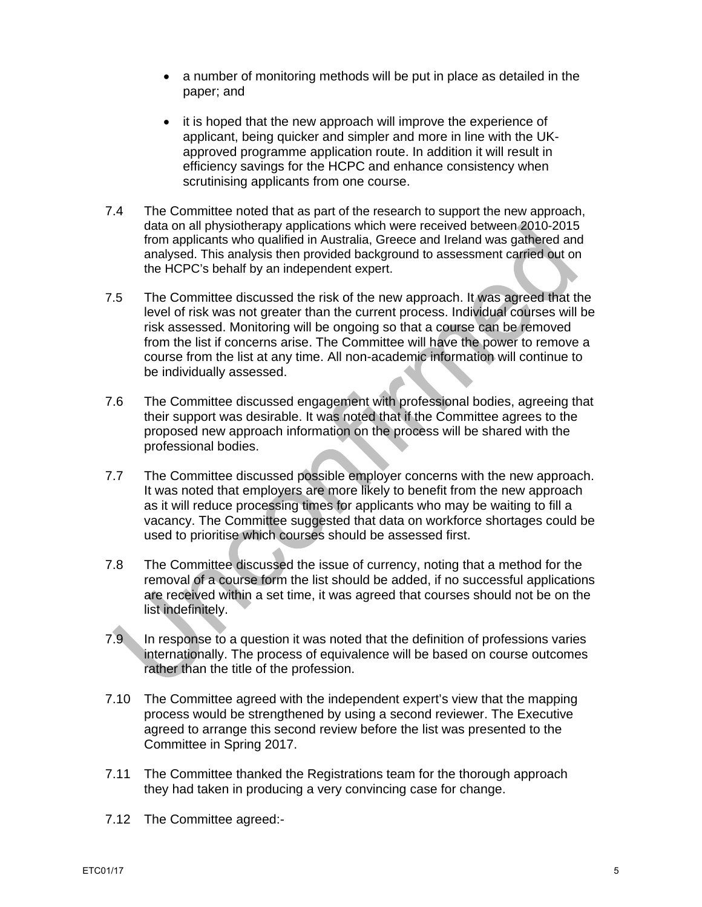- a number of monitoring methods will be put in place as detailed in the paper; and

- it is hoped that the new approach will improve the experience of applicant, being quicker and simpler and more in line with the UK-approved programme application route. In addition it will result in efficiency savings for the HCPC and enhance consistency when scrutinising applicants from one course.

7.4 The Committee noted that as part of the research to support the new approach, data on all physiotherapy applications which were received between 2010-2015 from applicants who qualified in Australia, Greece and Ireland was gathered and analysed. This analysis then provided background to assessment carried out on the HCPC's behalf by an independent expert.

7.5 The Committee discussed the risk of the new approach. It was agreed that the level of risk was not greater than the current process. Individual courses will be risk assessed. Monitoring will be ongoing so that a course can be removed from the list if concerns arise. The Committee will have the power to remove a course from the list at any time. All non-academic information will continue to be individually assessed.

7.6 The Committee discussed engagement with professional bodies, agreeing that their support was desirable. It was noted that if the Committee agrees to the proposed new approach information on the process will be shared with the professional bodies.

7.7 The Committee discussed possible employer concerns with the new approach. It was noted that employers are more likely to benefit from the new approach as it will reduce processing times for applicants who may be waiting to fill a vacancy. The Committee suggested that data on workforce shortages could be used to prioritise which courses should be assessed first.

7.8 The Committee discussed the issue of currency, noting that a method for the removal of a course form the list should be added, if no successful applications are received within a set time, it was agreed that courses should not be on the list indefinitely.

7.9 In response to a question it was noted that the definition of professions varies internationally. The process of equivalence will be based on course outcomes rather than the title of the profession.

7.10 The Committee agreed with the independent expert's view that the mapping process would be strengthened by using a second reviewer. The Executive agreed to arrange this second review before the list was presented to the Committee in Spring 2017.

7.11 The Committee thanked the Registrations team for the thorough approach they had taken in producing a very convincing case for change.

7.12 The Committee agreed:-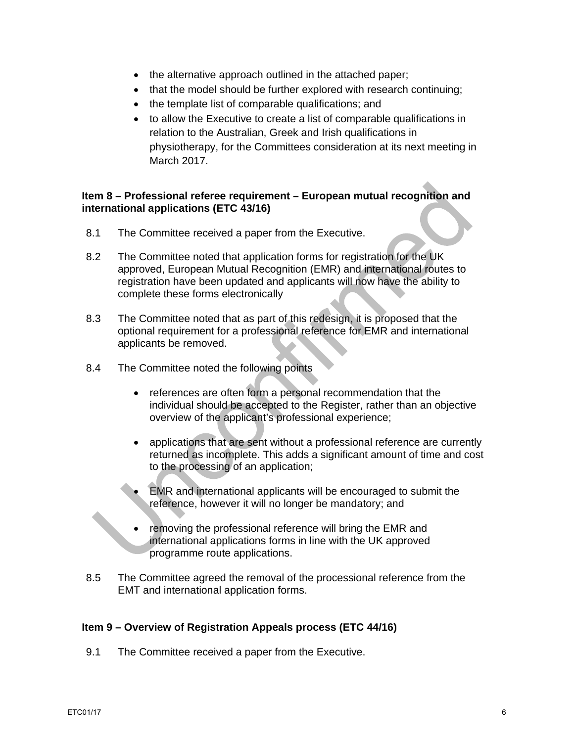- the alternative approach outlined in the attached paper;
- that the model should be further explored with research continuing;
- the template list of comparable qualifications; and
- to allow the Executive to create a list of comparable qualifications in relation to the Australian, Greek and Irish qualifications in physiotherapy, for the Committees consideration at its next meeting in March 2017.

**Item 8 – Professional referee requirement – European mutual recognition and international applications (ETC 43/16)**

8.1 The Committee received a paper from the Executive.

8.2 The Committee noted that application forms for registration for the UK approved, European Mutual Recognition (EMR) and international routes to registration have been updated and applicants will now have the ability to complete these forms electronically

8.3 The Committee noted that as part of this redesign, it is proposed that the optional requirement for a professional reference for EMR and international applicants be removed.

8.4 The Committee noted the following points

- references are often form a personal recommendation that the individual should be accepted to the Register, rather than an objective overview of the applicant's professional experience;

- applications that are sent without a professional reference are currently returned as incomplete. This adds a significant amount of time and cost to the processing of an application;

- EMR and international applicants will be encouraged to submit the reference, however it will no longer be mandatory; and

- removing the professional reference will bring the EMR and international applications forms in line with the UK approved programme route applications.

8.5 The Committee agreed the removal of the processional reference from the EMT and international application forms.

**Item 9 – Overview of Registration Appeals process (ETC 44/16)**

9.1 The Committee received a paper from the Executive.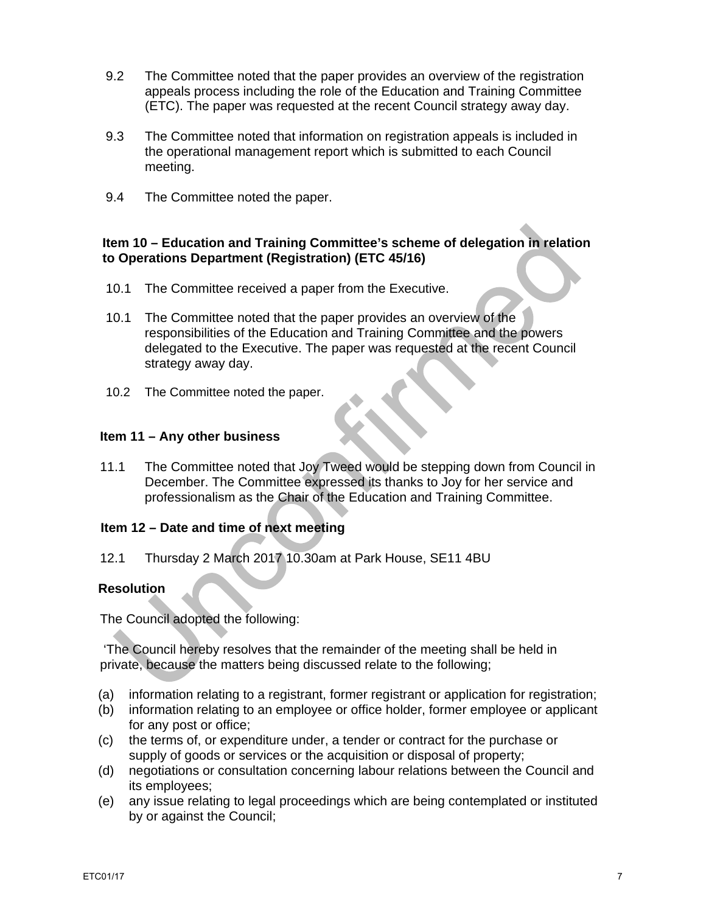9.2 The Committee noted that the paper provides an overview of the registration appeals process including the role of the Education and Training Committee (ETC). The paper was requested at the recent Council strategy away day.

9.3 The Committee noted that information on registration appeals is included in the operational management report which is submitted to each Council meeting.

9.4 The Committee noted the paper.

**Item 10 – Education and Training Committee's scheme of delegation in relation to Operations Department (Registration) (ETC 45/16)**

10.1 The Committee received a paper from the Executive.

10.1 The Committee noted that the paper provides an overview of the responsibilities of the Education and Training Committee and the powers delegated to the Executive. The paper was requested at the recent Council strategy away day.

10.2 The Committee noted the paper.

**Item 11 – Any other business**

11.1 The Committee noted that Joy Tweed would be stepping down from Council in December. The Committee expressed its thanks to Joy for her service and professionalism as the Chair of the Education and Training Committee.

**Item 12 – Date and time of next meeting**

12.1 Thursday 2 March 2017 10.30am at Park House, SE11 4BU

**Resolution**

The Council adopted the following:

'The Council hereby resolves that the remainder of the meeting shall be held in private, because the matters being discussed relate to the following;

(a) information relating to a registrant, former registrant or application for registration;
(b) information relating to an employee or office holder, former employee or applicant for any post or office;
(c) the terms of, or expenditure under, a tender or contract for the purchase or supply of goods or services or the acquisition or disposal of property;
(d) negotiations or consultation concerning labour relations between the Council and its employees;
(e) any issue relating to legal proceedings which are being contemplated or instituted by or against the Council;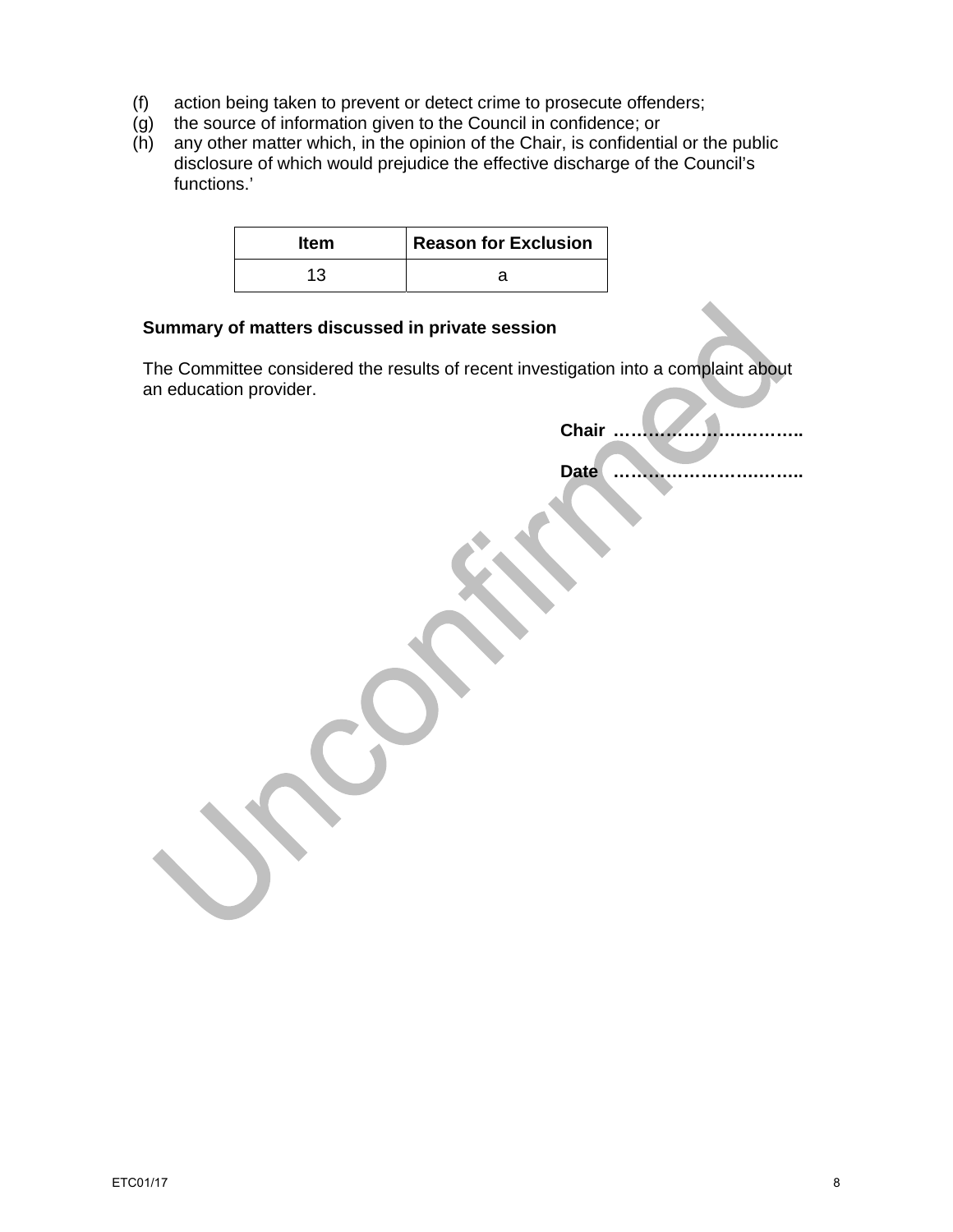(f) action being taken to prevent or detect crime to prosecute offenders;
(g) the source of information given to the Council in confidence; or
(h) any other matter which, in the opinion of the Chair, is confidential or the public disclosure of which would prejudice the effective discharge of the Council's functions.'

| Item | Reason for Exclusion |
|---|---|
| 13 | a |

**Summary of matters discussed in private session**

The Committee considered the results of recent investigation into a complaint about an education provider.

**Chair** …………………………..

**Date** …………………………..

Unconfirmed